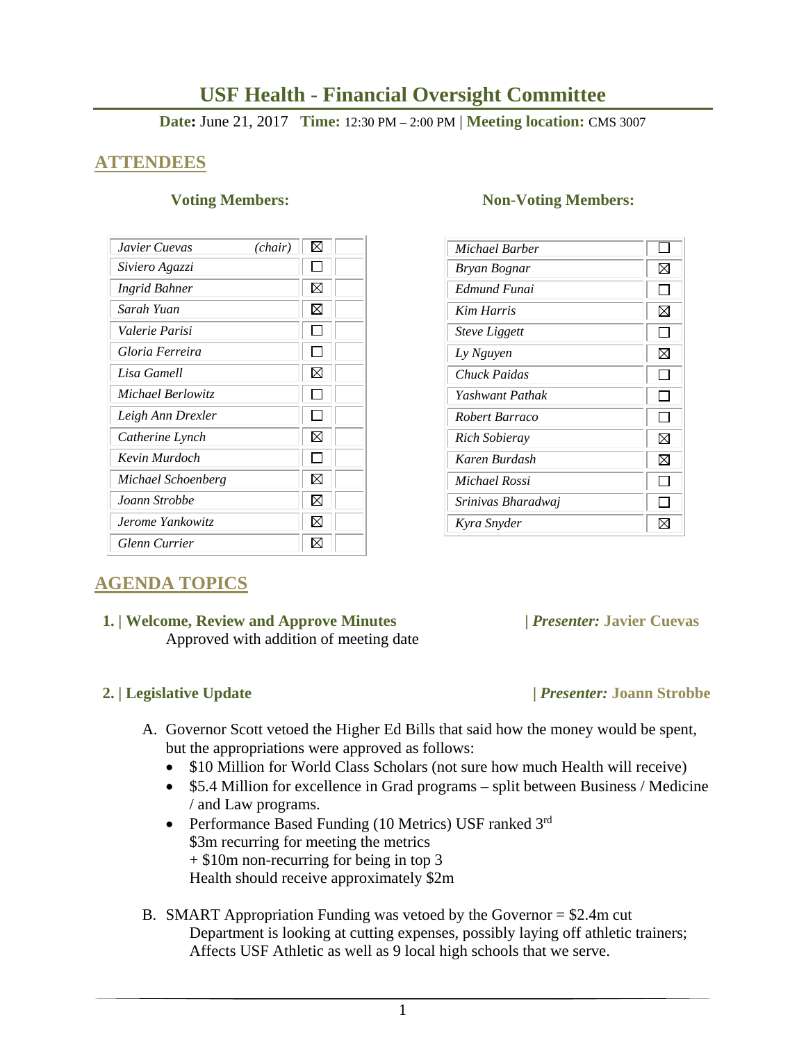# USF Health - Financial Oversight Committee

**Date:** June 21, 2017 **Time:** 12:30 PM – 2:00 PM | **Meeting location:** CMS 3007

## ATTENDEES

### Voting Members:

| Name | Present | |
|---|---|---|
| *Javier Cuevas (chair)* | ☒ | |
| *Siviero Agazzi* | ☐ | |
| *Ingrid Bahner* | ☒ | |
| *Sarah Yuan* | ☒ | |
| *Valerie Parisi* | ☐ | |
| *Gloria Ferreira* | ☐ | |
| *Lisa Gamell* | ☒ | |
| *Michael Berlowitz* | ☐ | |
| *Leigh Ann Drexler* | ☐ | |
| *Catherine Lynch* | ☒ | |
| *Kevin Murdoch* | ☐ | |
| *Michael Schoenberg* | ☒ | |
| *Joann Strobbe* | ☒ | |
| *Jerome Yankowitz* | ☒ | |
| *Glenn Currier* | ☒ | |

### Non-Voting Members:

| Name | Present |
|---|---|
| *Michael Barber* | ☐ |
| *Bryan Bognar* | ☒ |
| *Edmund Funai* | ☐ |
| *Kim Harris* | ☒ |
| *Steve Liggett* | ☐ |
| *Ly Nguyen* | ☒ |
| *Chuck Paidas* | ☐ |
| *Yashwant Pathak* | ☐ |
| *Robert Barraco* | ☐ |
| *Rich Sobieray* | ☒ |
| *Karen Burdash* | ☒ |
| *Michael Rossi* | ☐ |
| *Srinivas Bharadwaj* | ☐ |
| *Kyra Snyder* | ☒ |

## AGENDA TOPICS

### 1. | Welcome, Review and Approve Minutes | *Presenter:* Javier Cuevas

Approved with addition of meeting date

### 2. | Legislative Update | *Presenter:* Joann Strobbe

A. Governor Scott vetoed the Higher Ed Bills that said how the money would be spent, but the appropriations were approved as follows:

- $10 Million for World Class Scholars (not sure how much Health will receive)
- $5.4 Million for excellence in Grad programs – split between Business / Medicine / and Law programs.
- Performance Based Funding (10 Metrics) USF ranked 3rd
  $3m recurring for meeting the metrics
  + $10m non-recurring for being in top 3
  Health should receive approximately $2m

B. SMART Appropriation Funding was vetoed by the Governor = $2.4m cut
   Department is looking at cutting expenses, possibly laying off athletic trainers; Affects USF Athletic as well as 9 local high schools that we serve.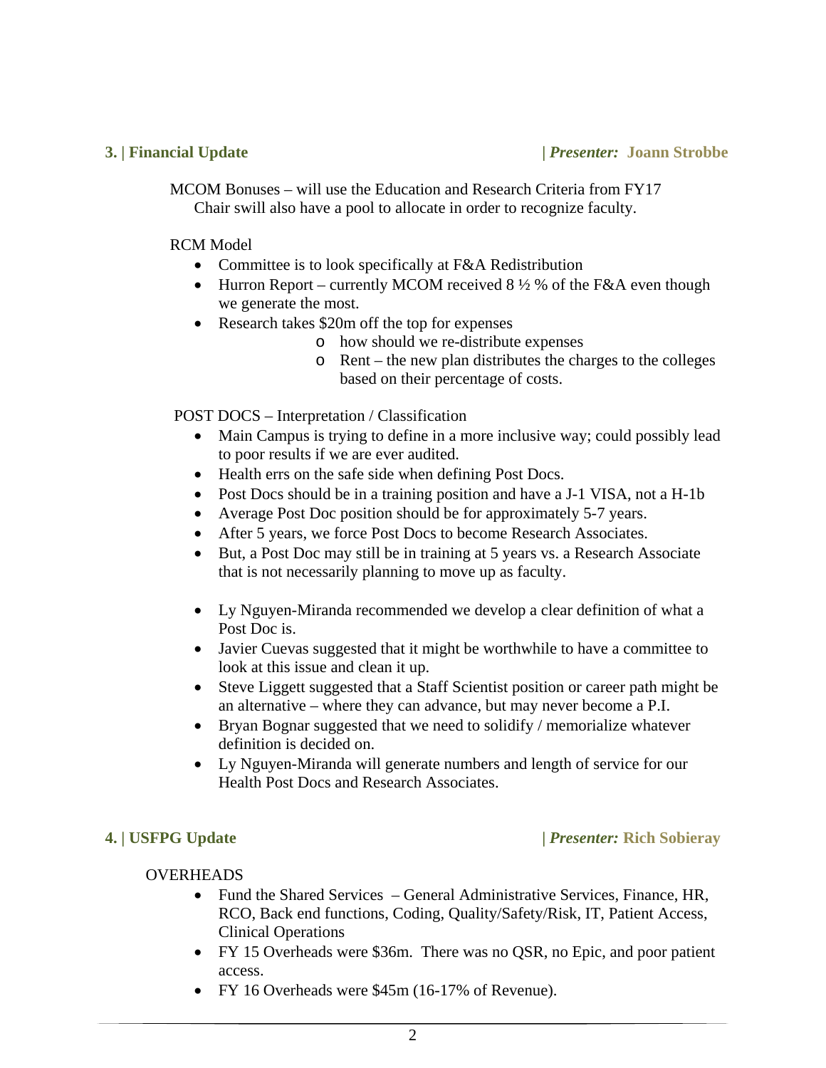## 3. | Financial Update | *Presenter:* Joann Strobbe

MCOM Bonuses – will use the Education and Research Criteria from FY17
Chair swill also have a pool to allocate in order to recognize faculty.

RCM Model

- Committee is to look specifically at F&A Redistribution
- Hurron Report – currently MCOM received 8 ½ % of the F&A even though we generate the most.
- Research takes $20m off the top for expenses
    - how should we re-distribute expenses
    - Rent – the new plan distributes the charges to the colleges based on their percentage of costs.

POST DOCS – Interpretation / Classification

- Main Campus is trying to define in a more inclusive way; could possibly lead to poor results if we are ever audited.
- Health errs on the safe side when defining Post Docs.
- Post Docs should be in a training position and have a J-1 VISA, not a H-1b
- Average Post Doc position should be for approximately 5-7 years.
- After 5 years, we force Post Docs to become Research Associates.
- But, a Post Doc may still be in training at 5 years vs. a Research Associate that is not necessarily planning to move up as faculty.

- Ly Nguyen-Miranda recommended we develop a clear definition of what a Post Doc is.
- Javier Cuevas suggested that it might be worthwhile to have a committee to look at this issue and clean it up.
- Steve Liggett suggested that a Staff Scientist position or career path might be an alternative – where they can advance, but may never become a P.I.
- Bryan Bognar suggested that we need to solidify / memorialize whatever definition is decided on.
- Ly Nguyen-Miranda will generate numbers and length of service for our Health Post Docs and Research Associates.

## 4. | USFPG Update | *Presenter:* Rich Sobieray

OVERHEADS

- Fund the Shared Services – General Administrative Services, Finance, HR, RCO, Back end functions, Coding, Quality/Safety/Risk, IT, Patient Access, Clinical Operations
- FY 15 Overheads were $36m. There was no QSR, no Epic, and poor patient access.
- FY 16 Overheads were $45m (16-17% of Revenue).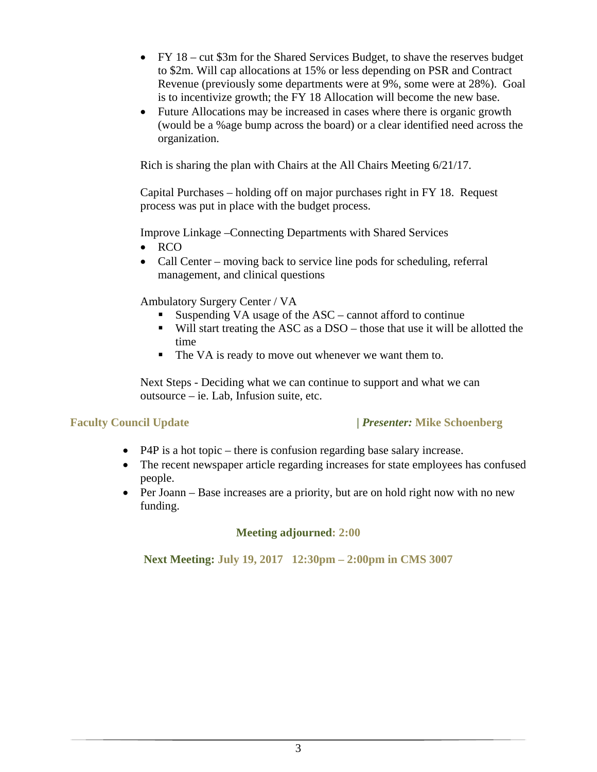- FY 18 – cut $3m for the Shared Services Budget, to shave the reserves budget to $2m. Will cap allocations at 15% or less depending on PSR and Contract Revenue (previously some departments were at 9%, some were at 28%). Goal is to incentivize growth; the FY 18 Allocation will become the new base.
- Future Allocations may be increased in cases where there is organic growth (would be a %age bump across the board) or a clear identified need across the organization.

Rich is sharing the plan with Chairs at the All Chairs Meeting 6/21/17.

Capital Purchases – holding off on major purchases right in FY 18. Request process was put in place with the budget process.

Improve Linkage –Connecting Departments with Shared Services

- RCO
- Call Center – moving back to service line pods for scheduling, referral management, and clinical questions

Ambulatory Surgery Center / VA

- Suspending VA usage of the ASC – cannot afford to continue
- Will start treating the ASC as a DSO – those that use it will be allotted the time
- The VA is ready to move out whenever we want them to.

Next Steps - Deciding what we can continue to support and what we can outsource – ie. Lab, Infusion suite, etc.

**Faculty Council Update** **|** ***Presenter:*** **Mike Schoenberg**

- P4P is a hot topic – there is confusion regarding base salary increase.
- The recent newspaper article regarding increases for state employees has confused people.
- Per Joann – Base increases are a priority, but are on hold right now with no new funding.

**Meeting adjourned: 2:00**

**Next Meeting: July 19, 2017 12:30pm – 2:00pm in CMS 3007**